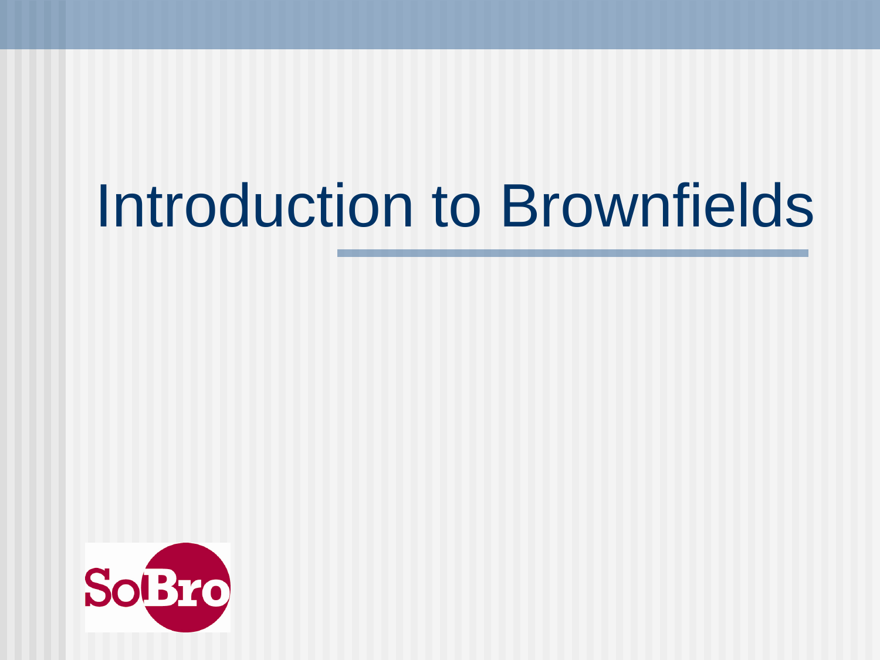# Introduction to Brownfields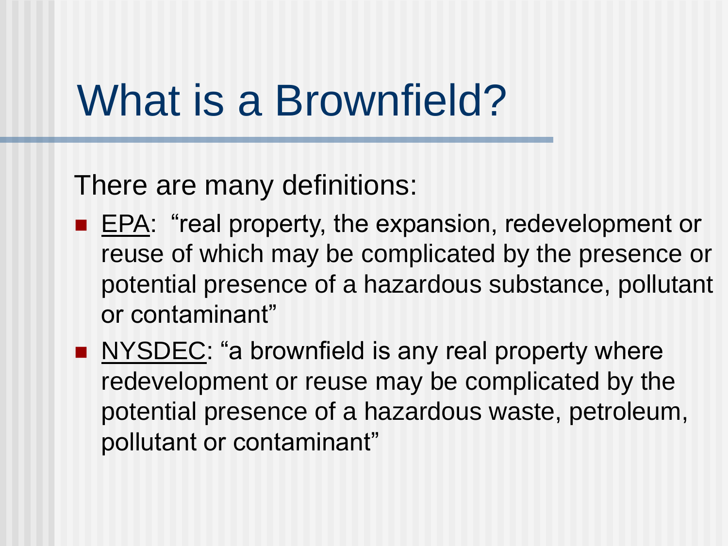# What is a Brownfield?

There are many definitions:

- <u>EPA</u>: "real property, the expansion, redevelopment or reuse of which may be complicated by the presence or potential presence of a hazardous substance, pollutant or contaminant"
- <u>NYSDEC</u>: "a brownfield is any real property where redevelopment or reuse may be complicated by the potential presence of a hazardous waste, petroleum, pollutant or contaminant"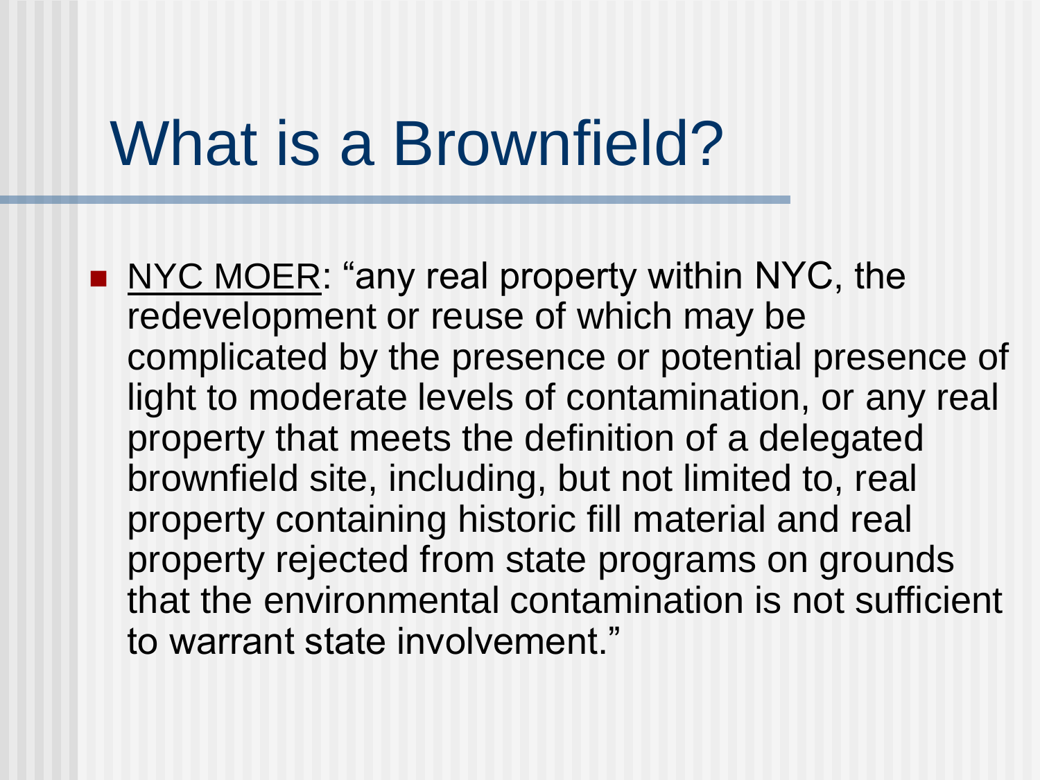# What is a Brownfield?

- NYC MOER: "any real property within NYC, the redevelopment or reuse of which may be complicated by the presence or potential presence of light to moderate levels of contamination, or any real property that meets the definition of a delegated brownfield site, including, but not limited to, real property containing historic fill material and real property rejected from state programs on grounds that the environmental contamination is not sufficient to warrant state involvement."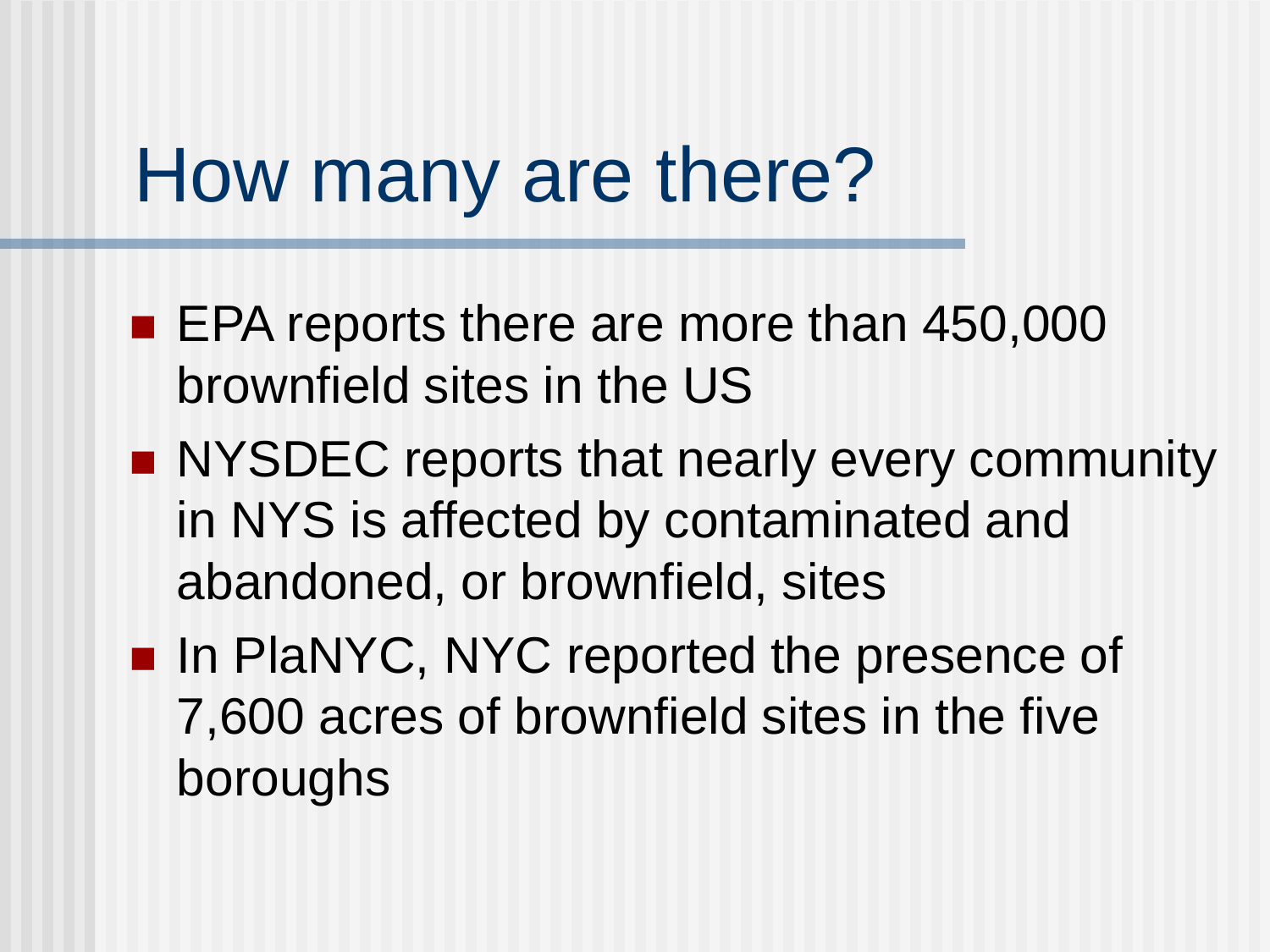# How many are there?

- EPA reports there are more than 450,000 brownfield sites in the US
- NYSDEC reports that nearly every community in NYS is affected by contaminated and abandoned, or brownfield, sites
- In PlaNYC, NYC reported the presence of 7,600 acres of brownfield sites in the five boroughs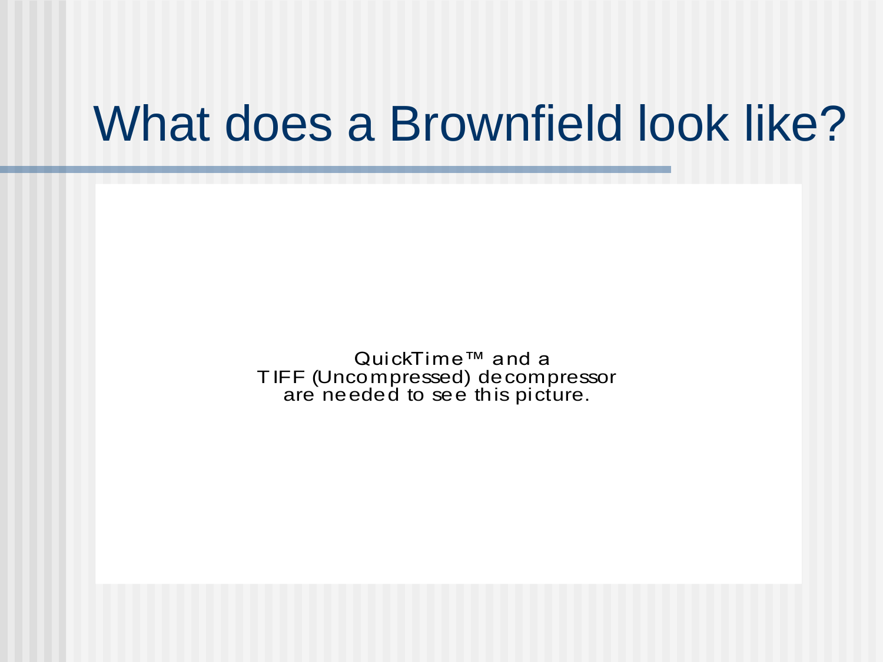# What does a Brownfield look like?

QuickTime™ and a
TIFF (Uncompressed) decompressor
are needed to see this picture.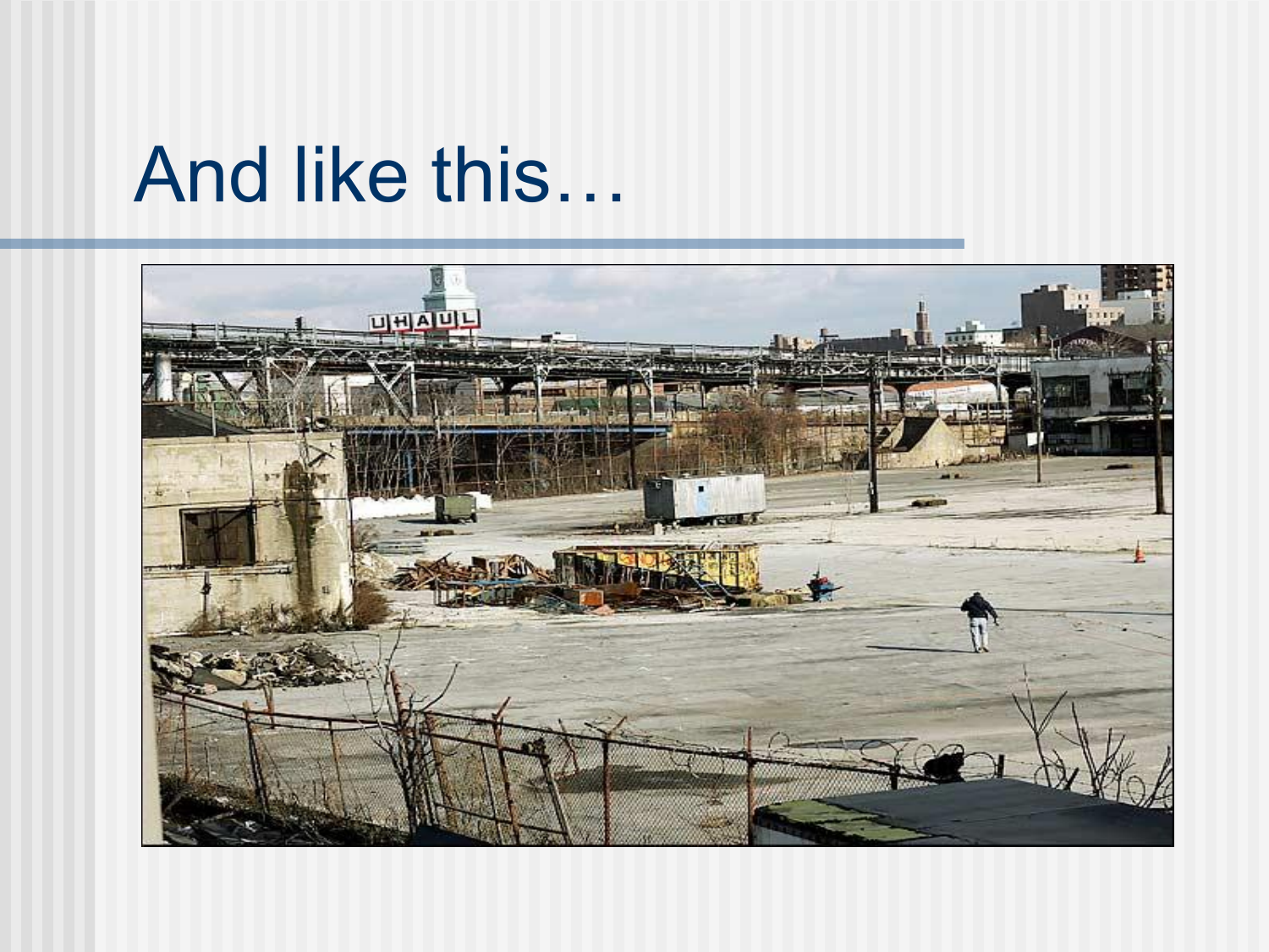# And like this…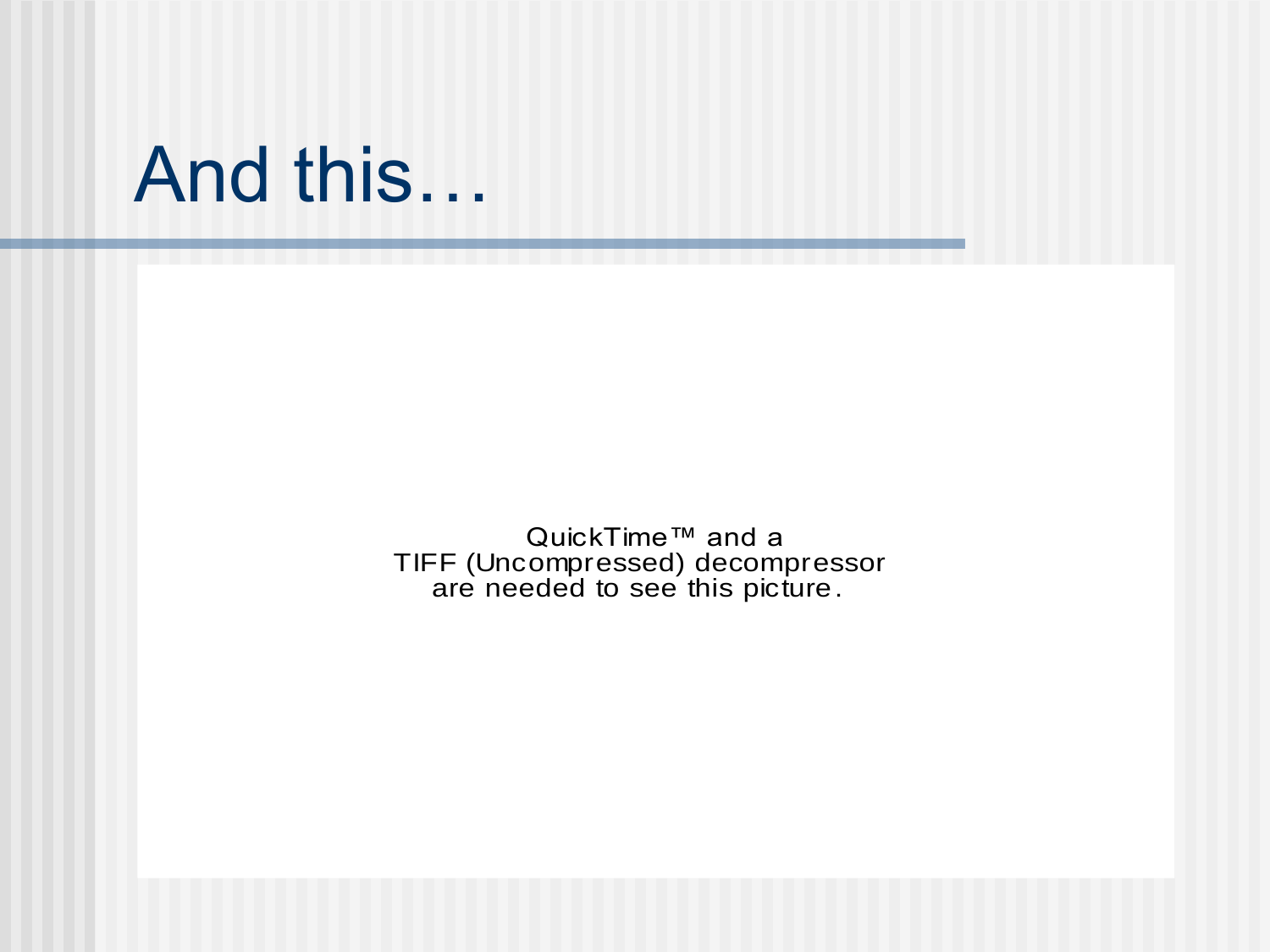# And this…

QuickTime™ and a
TIFF (Uncompressed) decompressor
are needed to see this picture.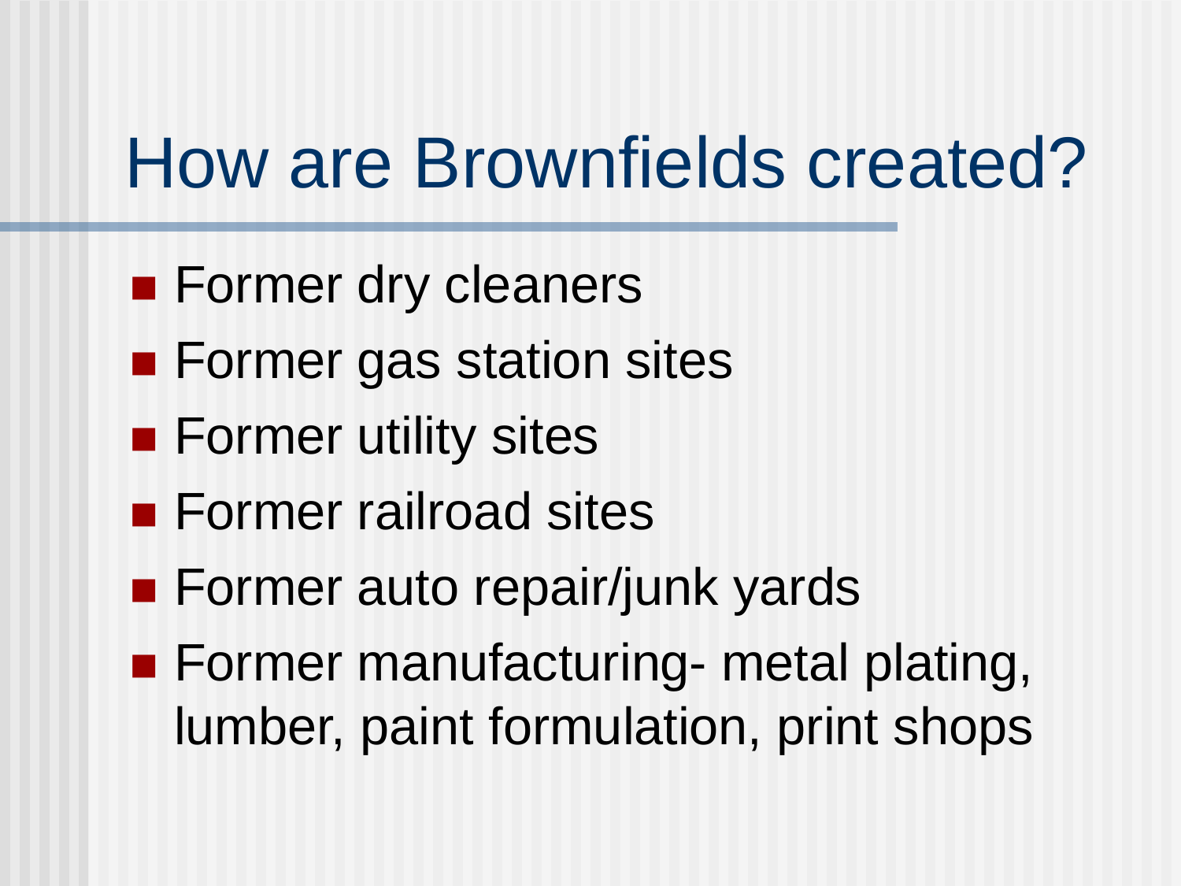# How are Brownfields created?

- Former dry cleaners
- Former gas station sites
- Former utility sites
- Former railroad sites
- Former auto repair/junk yards
- Former manufacturing- metal plating, lumber, paint formulation, print shops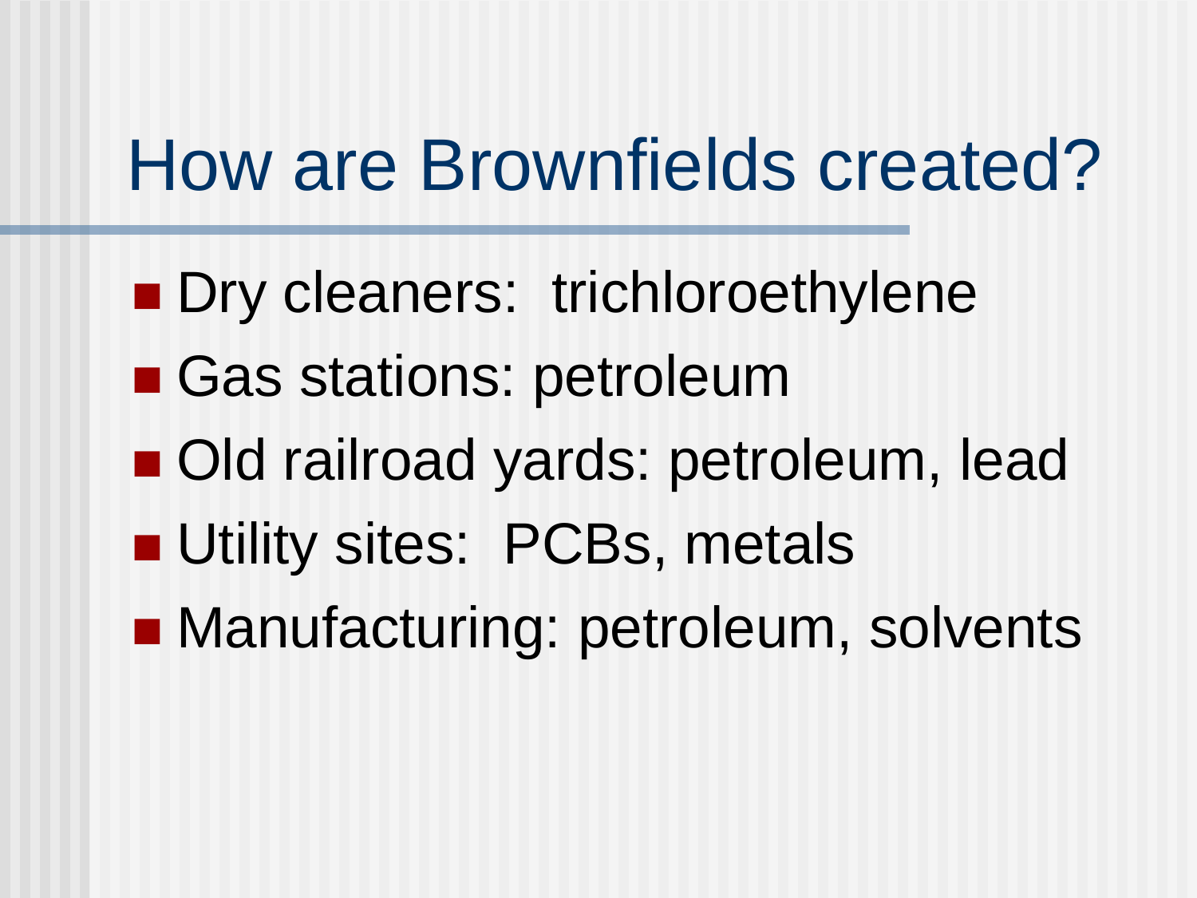# How are Brownfields created?

- Dry cleaners:  trichloroethylene
- Gas stations: petroleum
- Old railroad yards: petroleum, lead
- Utility sites:  PCBs, metals
- Manufacturing: petroleum, solvents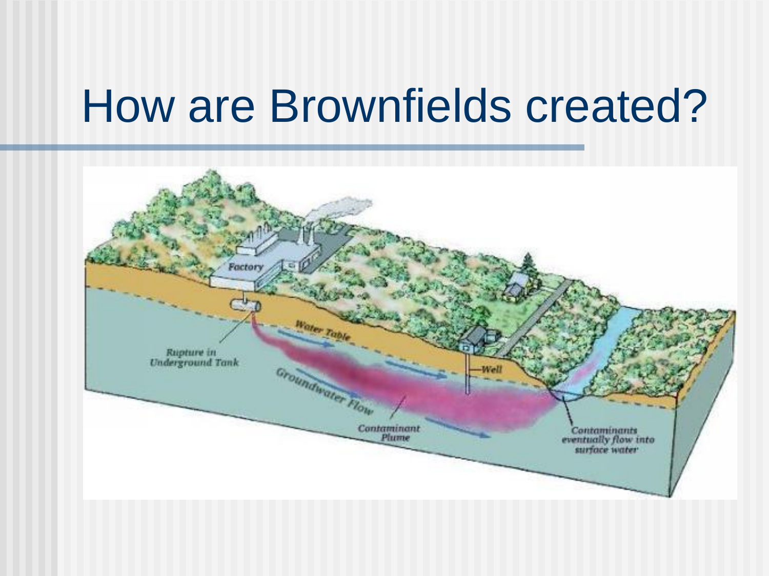# How are Brownfields created?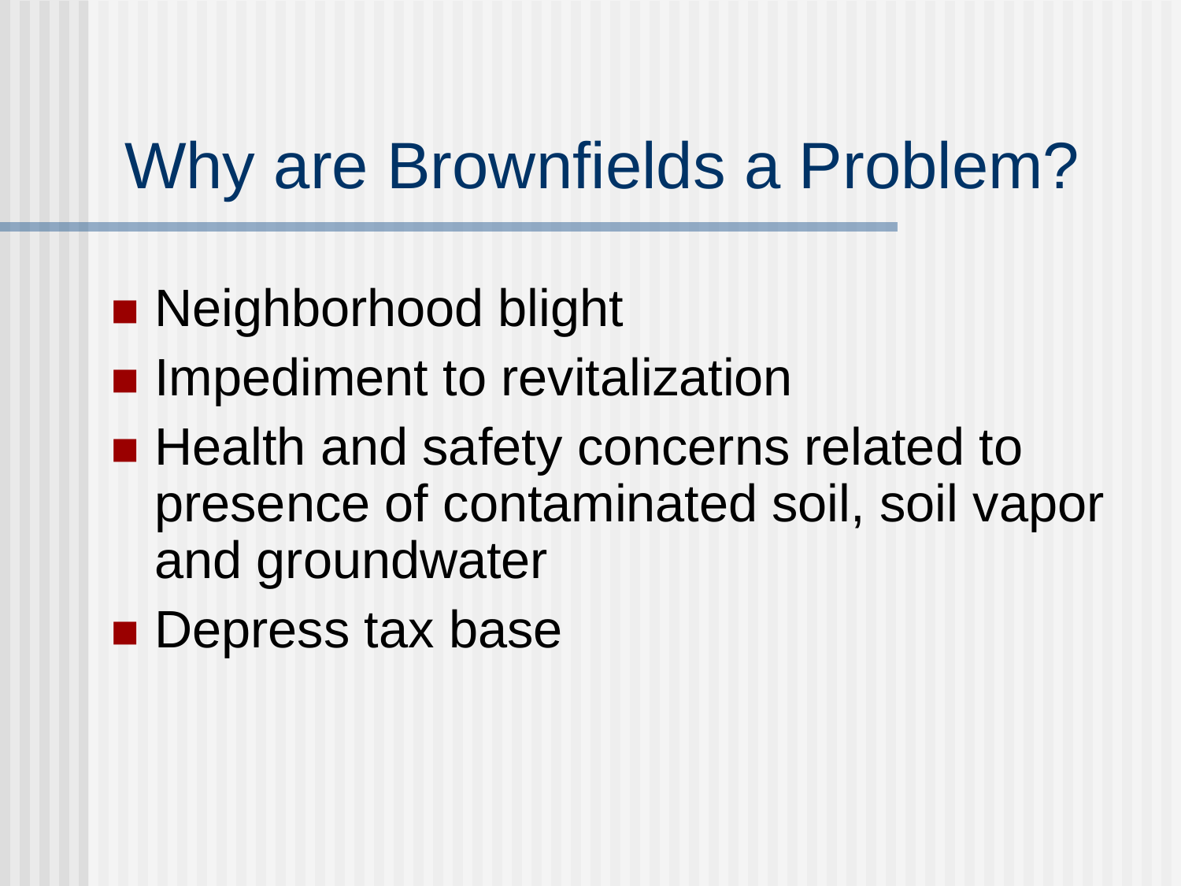# Why are Brownfields a Problem?

- Neighborhood blight
- Impediment to revitalization
- Health and safety concerns related to presence of contaminated soil, soil vapor and groundwater
- Depress tax base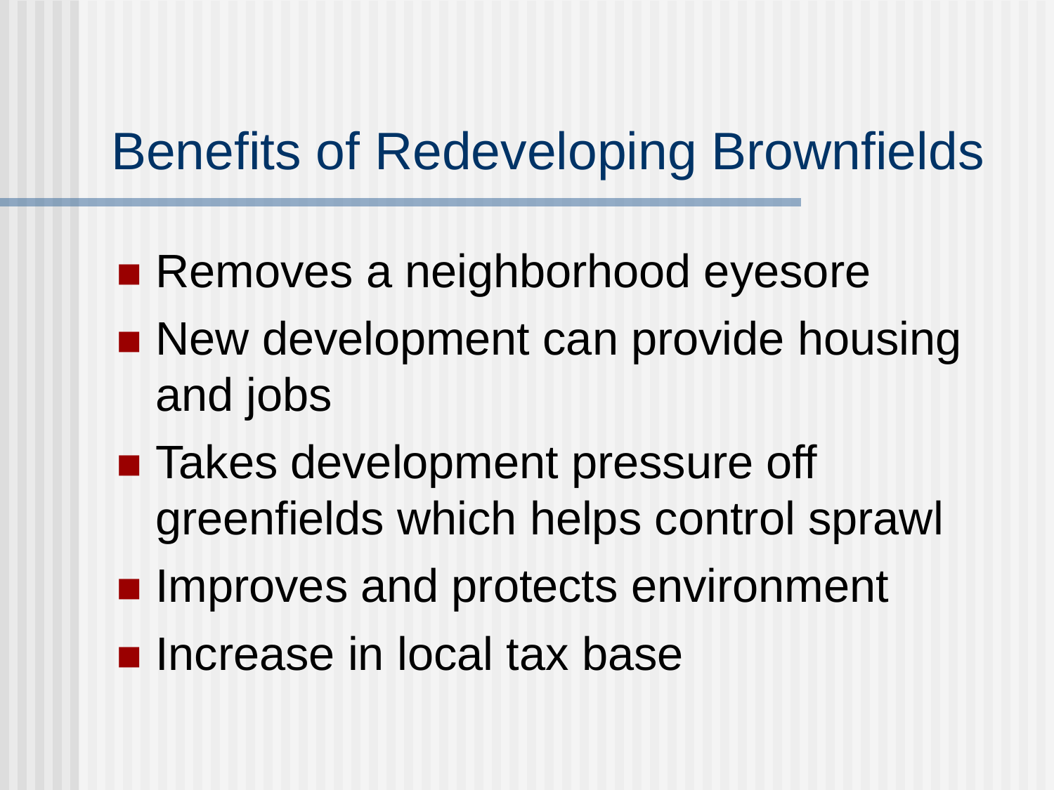# Benefits of Redeveloping Brownfields

- Removes a neighborhood eyesore
- New development can provide housing and jobs
- Takes development pressure off greenfields which helps control sprawl
- Improves and protects environment
- Increase in local tax base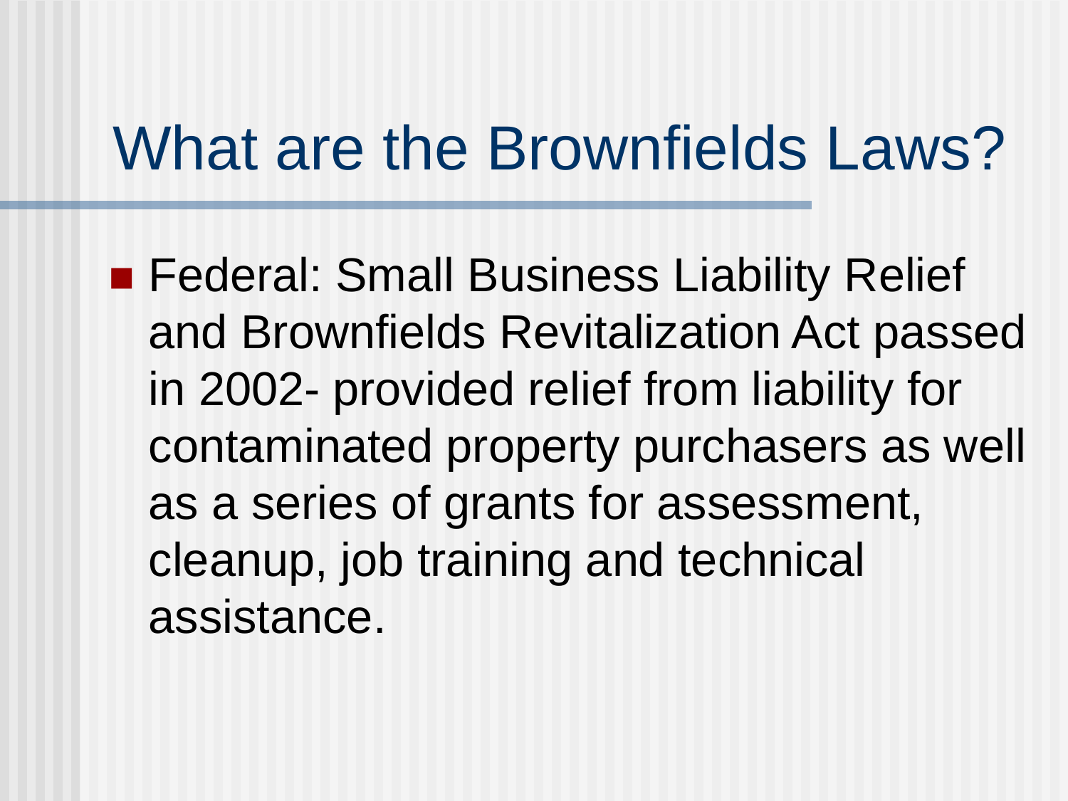# What are the Brownfields Laws?

- Federal: Small Business Liability Relief and Brownfields Revitalization Act passed in 2002- provided relief from liability for contaminated property purchasers as well as a series of grants for assessment, cleanup, job training and technical assistance.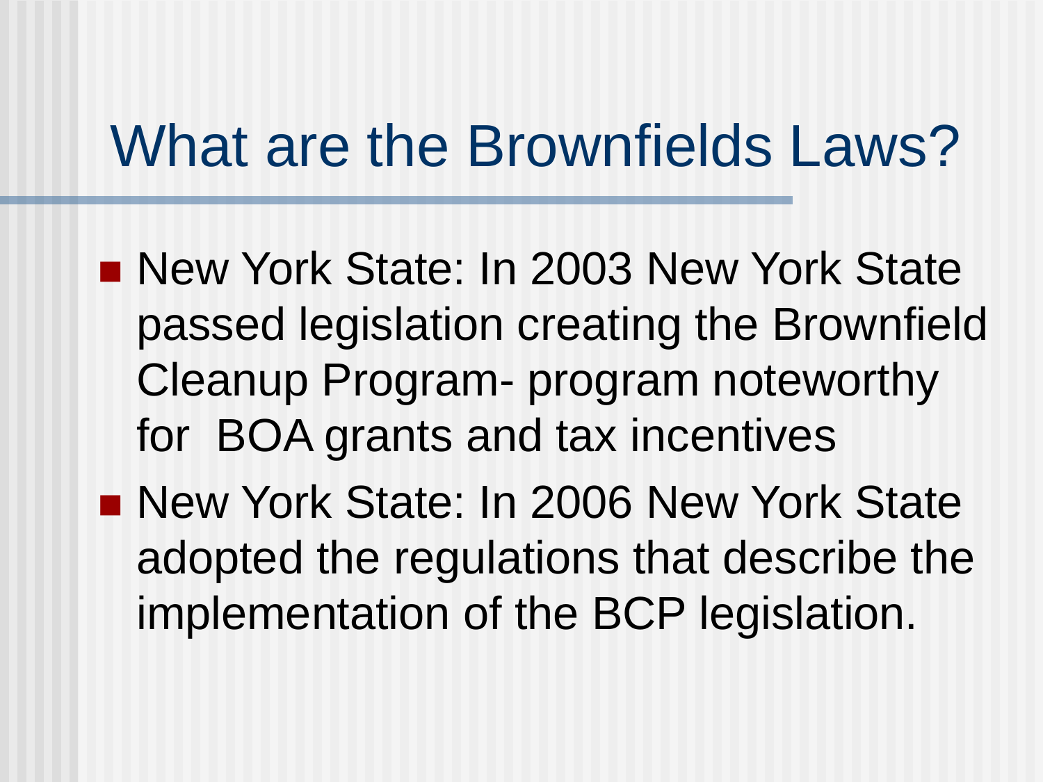# What are the Brownfields Laws?

- New York State: In 2003 New York State passed legislation creating the Brownfield Cleanup Program- program noteworthy for  BOA grants and tax incentives
- New York State: In 2006 New York State adopted the regulations that describe the implementation of the BCP legislation.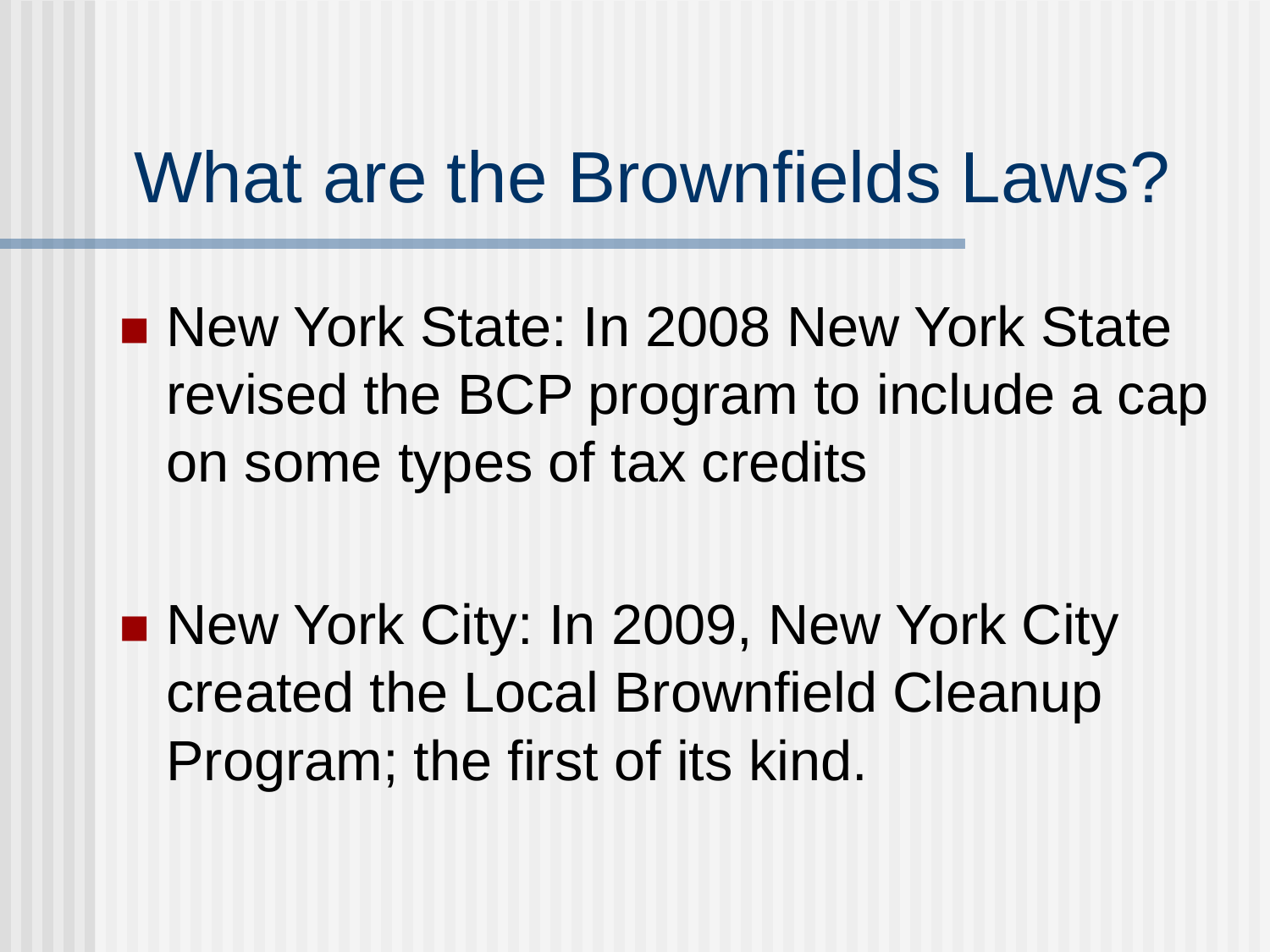# What are the Brownfields Laws?

- New York State: In 2008 New York State revised the BCP program to include a cap on some types of tax credits
- New York City: In 2009, New York City created the Local Brownfield Cleanup Program; the first of its kind.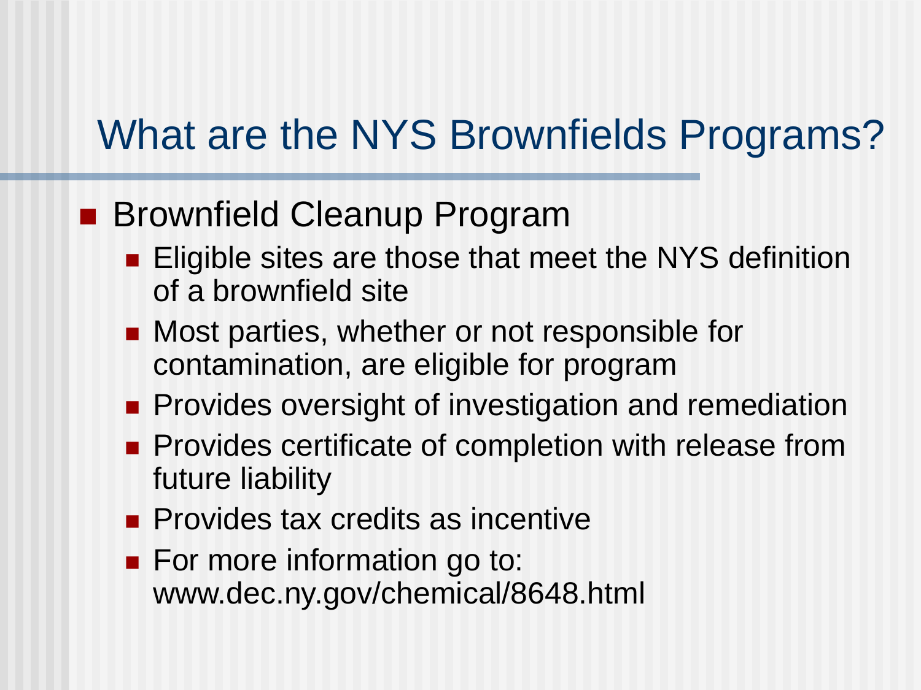# What are the NYS Brownfields Programs?

- Brownfield Cleanup Program
  - Eligible sites are those that meet the NYS definition of a brownfield site
  - Most parties, whether or not responsible for contamination, are eligible for program
  - Provides oversight of investigation and remediation
  - Provides certificate of completion with release from future liability
  - Provides tax credits as incentive
  - For more information go to: www.dec.ny.gov/chemical/8648.html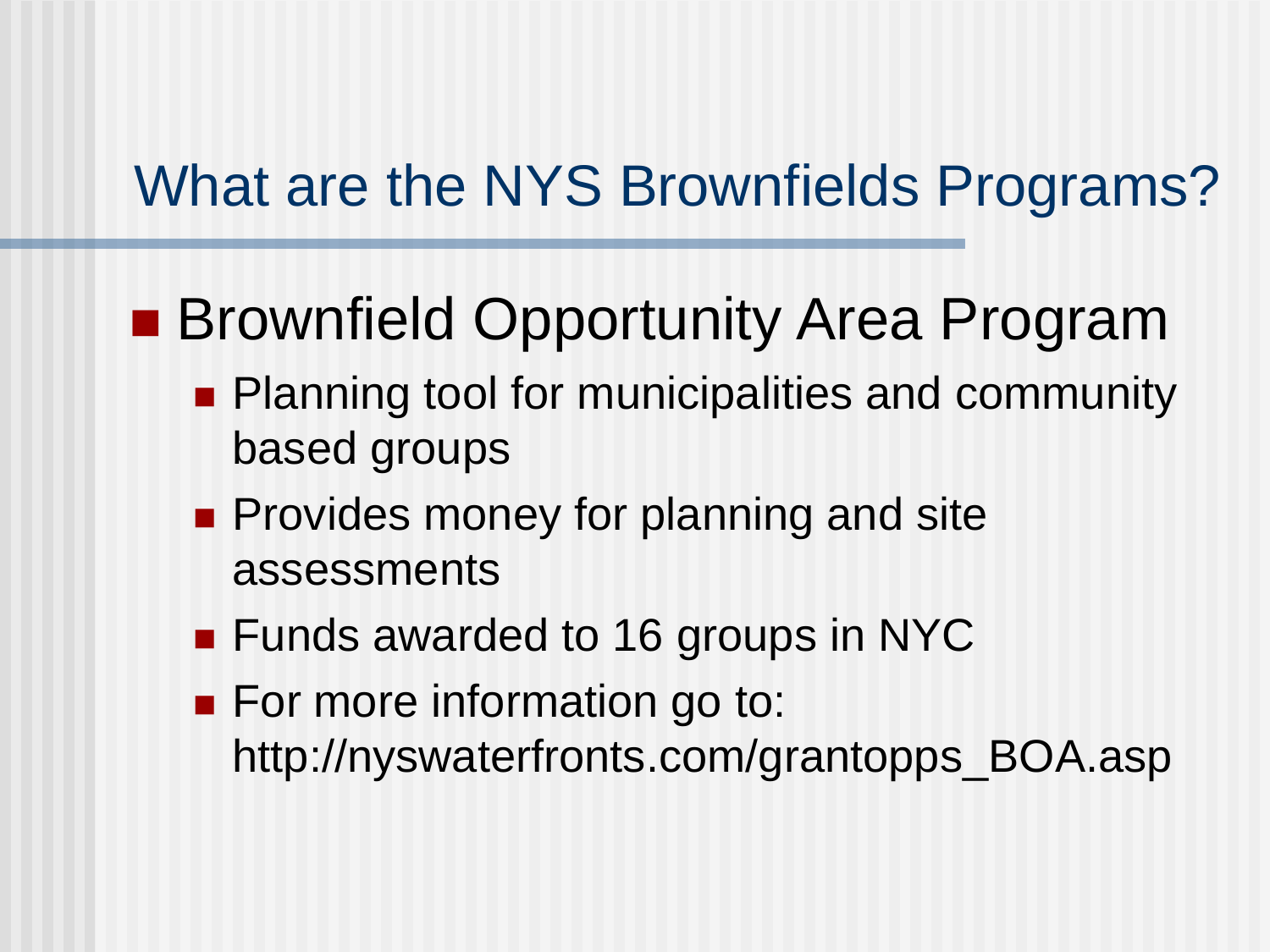# What are the NYS Brownfields Programs?

- Brownfield Opportunity Area Program
  - Planning tool for municipalities and community based groups
  - Provides money for planning and site assessments
  - Funds awarded to 16 groups in NYC
  - For more information go to: http://nyswaterfronts.com/grantopps_BOA.asp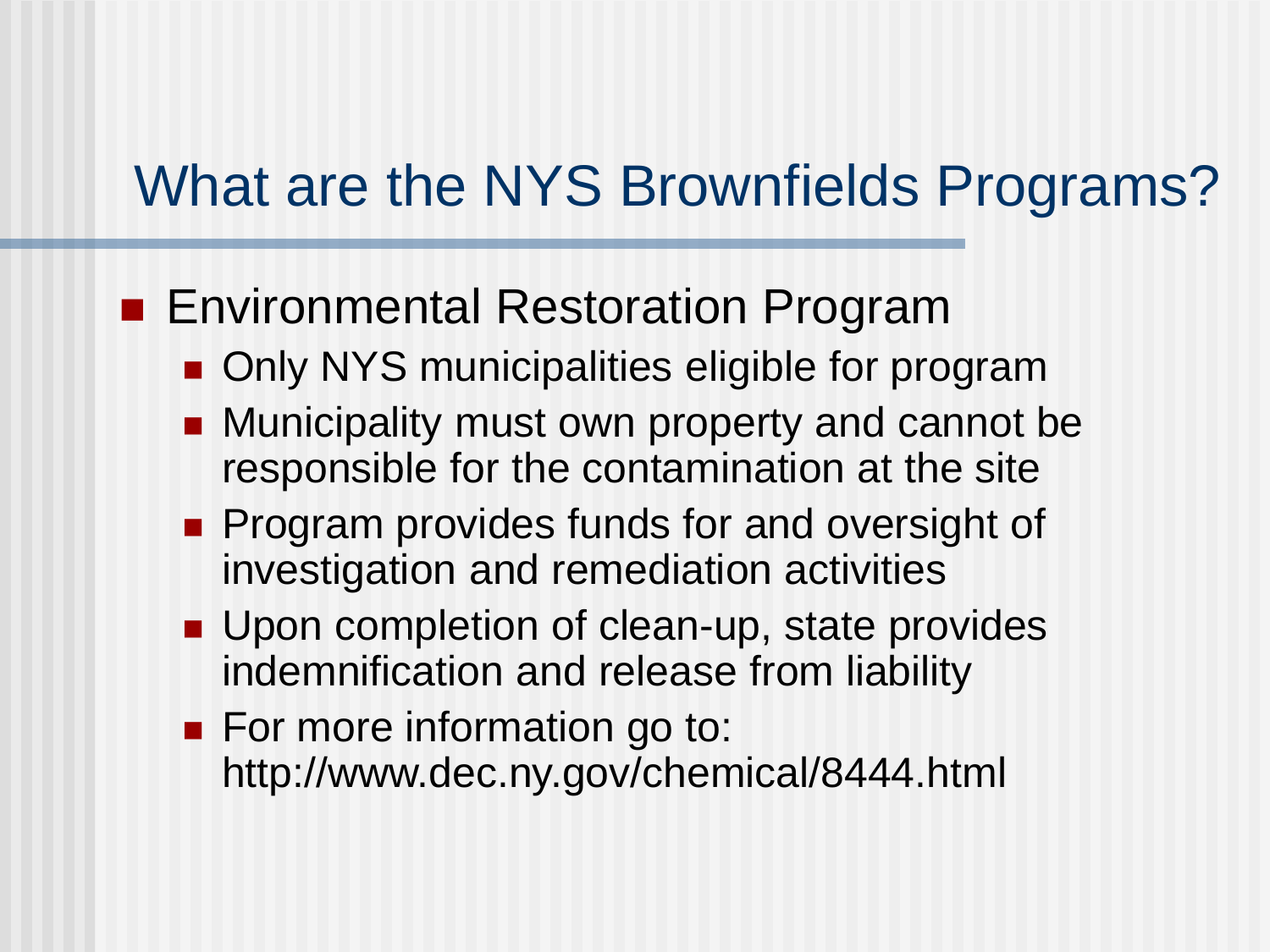# What are the NYS Brownfields Programs?

- Environmental Restoration Program
  - Only NYS municipalities eligible for program
  - Municipality must own property and cannot be responsible for the contamination at the site
  - Program provides funds for and oversight of investigation and remediation activities
  - Upon completion of clean-up, state provides indemnification and release from liability
  - For more information go to: http://www.dec.ny.gov/chemical/8444.html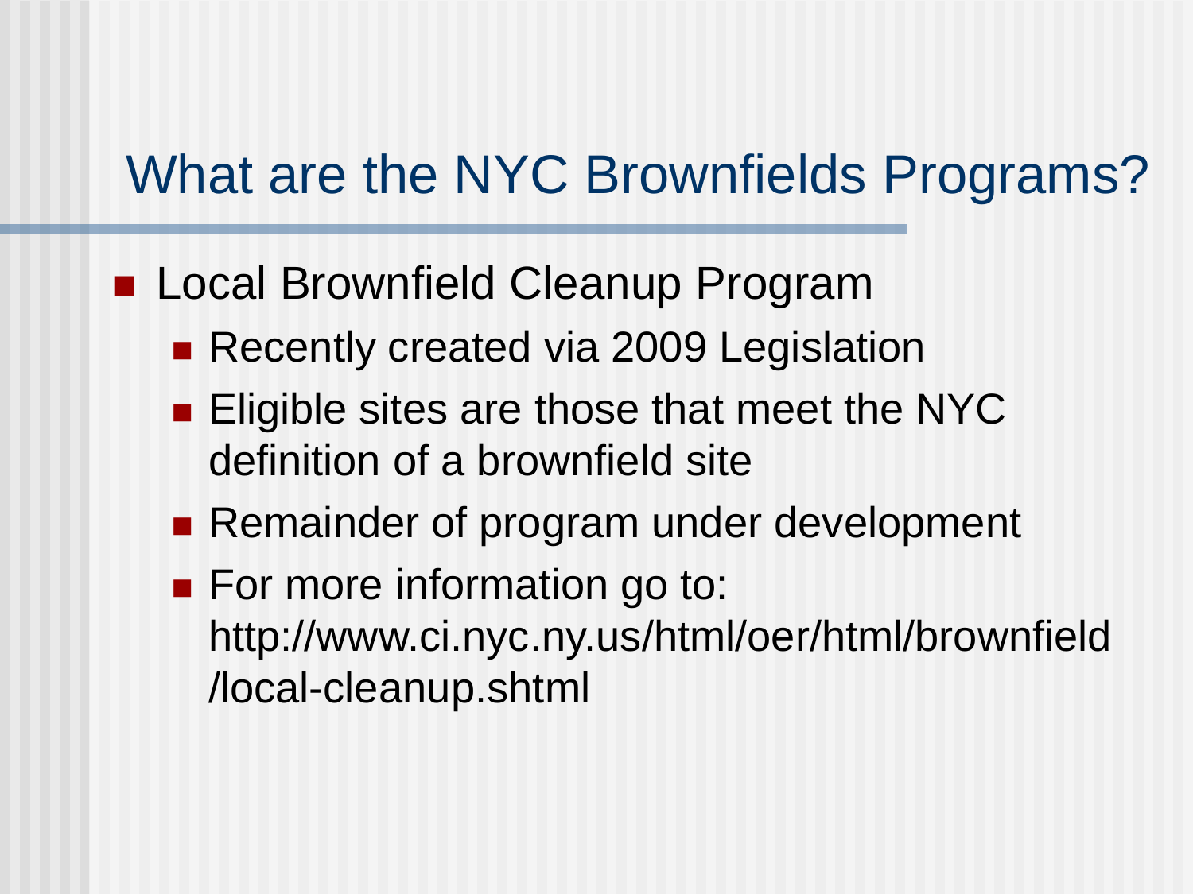# What are the NYC Brownfields Programs?

- Local Brownfield Cleanup Program
  - Recently created via 2009 Legislation
  - Eligible sites are those that meet the NYC definition of a brownfield site
  - Remainder of program under development
  - For more information go to: http://www.ci.nyc.ny.us/html/oer/html/brownfield/local-cleanup.shtml